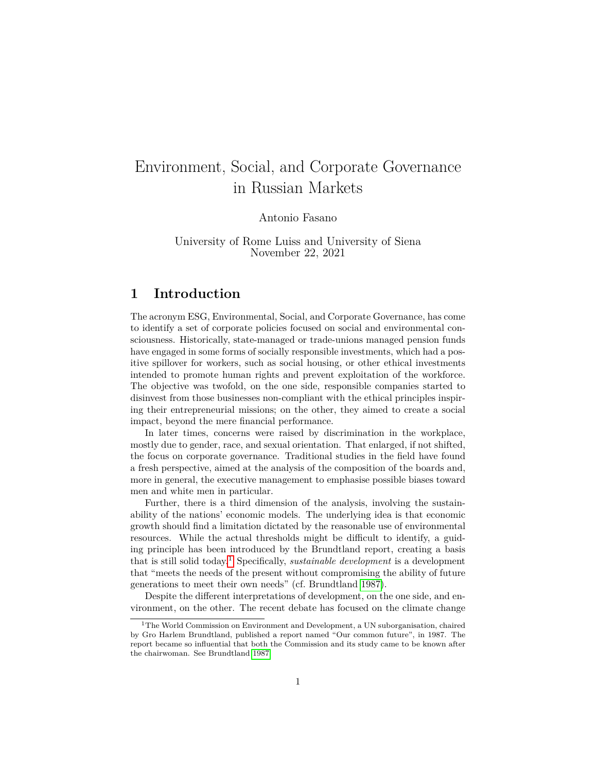# Environment, Social, and Corporate Governance in Russian Markets

Antonio Fasano

University of Rome Luiss and University of Siena
November 22, 2021

## 1 Introduction

The acronym ESG, Environmental, Social, and Corporate Governance, has come to identify a set of corporate policies focused on social and environmental consciousness. Historically, state-managed or trade-unions managed pension funds have engaged in some forms of socially responsible investments, which had a positive spillover for workers, such as social housing, or other ethical investments intended to promote human rights and prevent exploitation of the workforce. The objective was twofold, on the one side, responsible companies started to disinvest from those businesses non-compliant with the ethical principles inspiring their entrepreneurial missions; on the other, they aimed to create a social impact, beyond the mere financial performance.

In later times, concerns were raised by discrimination in the workplace, mostly due to gender, race, and sexual orientation. That enlarged, if not shifted, the focus on corporate governance. Traditional studies in the field have found a fresh perspective, aimed at the analysis of the composition of the boards and, more in general, the executive management to emphasise possible biases toward men and white men in particular.

Further, there is a third dimension of the analysis, involving the sustainability of the nations' economic models. The underlying idea is that economic growth should find a limitation dictated by the reasonable use of environmental resources. While the actual thresholds might be difficult to identify, a guiding principle has been introduced by the Brundtland report, creating a basis that is still solid today.[1] Specifically, *sustainable development* is a development that "meets the needs of the present without compromising the ability of future generations to meet their own needs" (cf. Brundtland 1987).

Despite the different interpretations of development, on the one side, and environment, on the other. The recent debate has focused on the climate change

[1] The World Commission on Environment and Development, a UN suborganisation, chaired by Gro Harlem Brundtland, published a report named "Our common future", in 1987. The report became so influential that both the Commission and its study came to be known after the chairwoman. See Brundtland 1987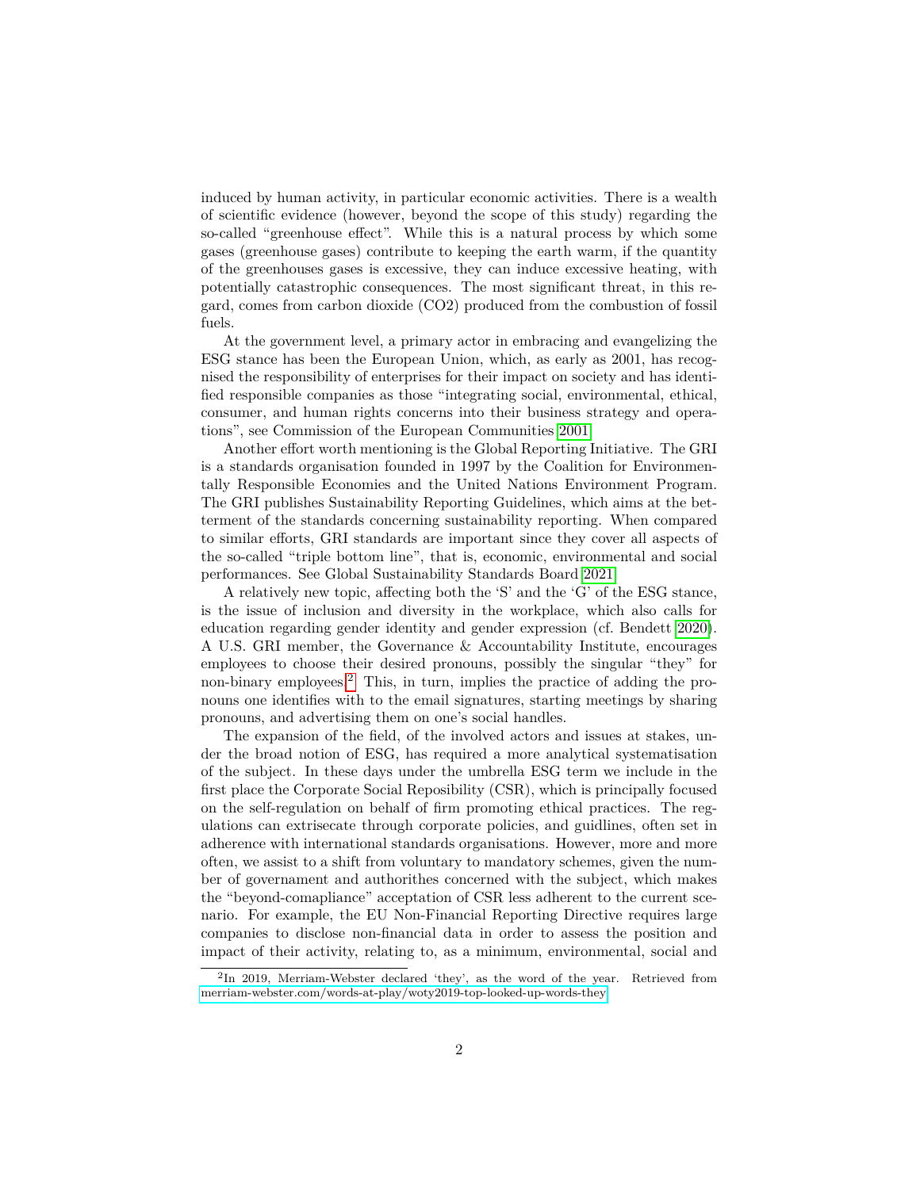induced by human activity, in particular economic activities. There is a wealth of scientific evidence (however, beyond the scope of this study) regarding the so-called "greenhouse effect". While this is a natural process by which some gases (greenhouse gases) contribute to keeping the earth warm, if the quantity of the greenhouses gases is excessive, they can induce excessive heating, with potentially catastrophic consequences. The most significant threat, in this regard, comes from carbon dioxide ($CO_2$) produced from the combustion of fossil fuels.

At the government level, a primary actor in embracing and evangelizing the ESG stance has been the European Union, which, as early as 2001, has recognised the responsibility of enterprises for their impact on society and has identified responsible companies as those "integrating social, environmental, ethical, consumer, and human rights concerns into their business strategy and operations", see Commission of the European Communities 2001.

Another effort worth mentioning is the Global Reporting Initiative. The GRI is a standards organisation founded in 1997 by the Coalition for Environmentally Responsible Economies and the United Nations Environment Program. The GRI publishes Sustainability Reporting Guidelines, which aims at the betterment of the standards concerning sustainability reporting. When compared to similar efforts, GRI standards are important since they cover all aspects of the so-called "triple bottom line", that is, economic, environmental and social performances. See Global Sustainability Standards Board 2021.

A relatively new topic, affecting both the 'S' and the 'G' of the ESG stance, is the issue of inclusion and diversity in the workplace, which also calls for education regarding gender identity and gender expression (cf. Bendett 2020). A U.S. GRI member, the Governance & Accountability Institute, encourages employees to choose their desired pronouns, possibly the singular "they" for non-binary employees.[2] This, in turn, implies the practice of adding the pronouns one identifies with to the email signatures, starting meetings by sharing pronouns, and advertising them on one's social handles.

The expansion of the field, of the involved actors and issues at stakes, under the broad notion of ESG, has required a more analytical systematisation of the subject. In these days under the umbrella ESG term we include in the first place the Corporate Social Reposibility (CSR), which is principally focused on the self-regulation on behalf of firm promoting ethical practices. The regulations can extrisecate through corporate policies, and guidlines, often set in adherence with international standards organisations. However, more and more often, we assist to a shift from voluntary to mandatory schemes, given the number of governament and authorithes concerned with the subject, which makes the "beyond-comapliance" acceptation of CSR less adherent to the current scenario. For example, the EU Non-Financial Reporting Directive requires large companies to disclose non-financial data in order to assess the position and impact of their activity, relating to, as a minimum, environmental, social and

[2] In 2019, Merriam-Webster declared 'they', as the word of the year. Retrieved from merriam-webster.com/words-at-play/woty2019-top-looked-up-words-they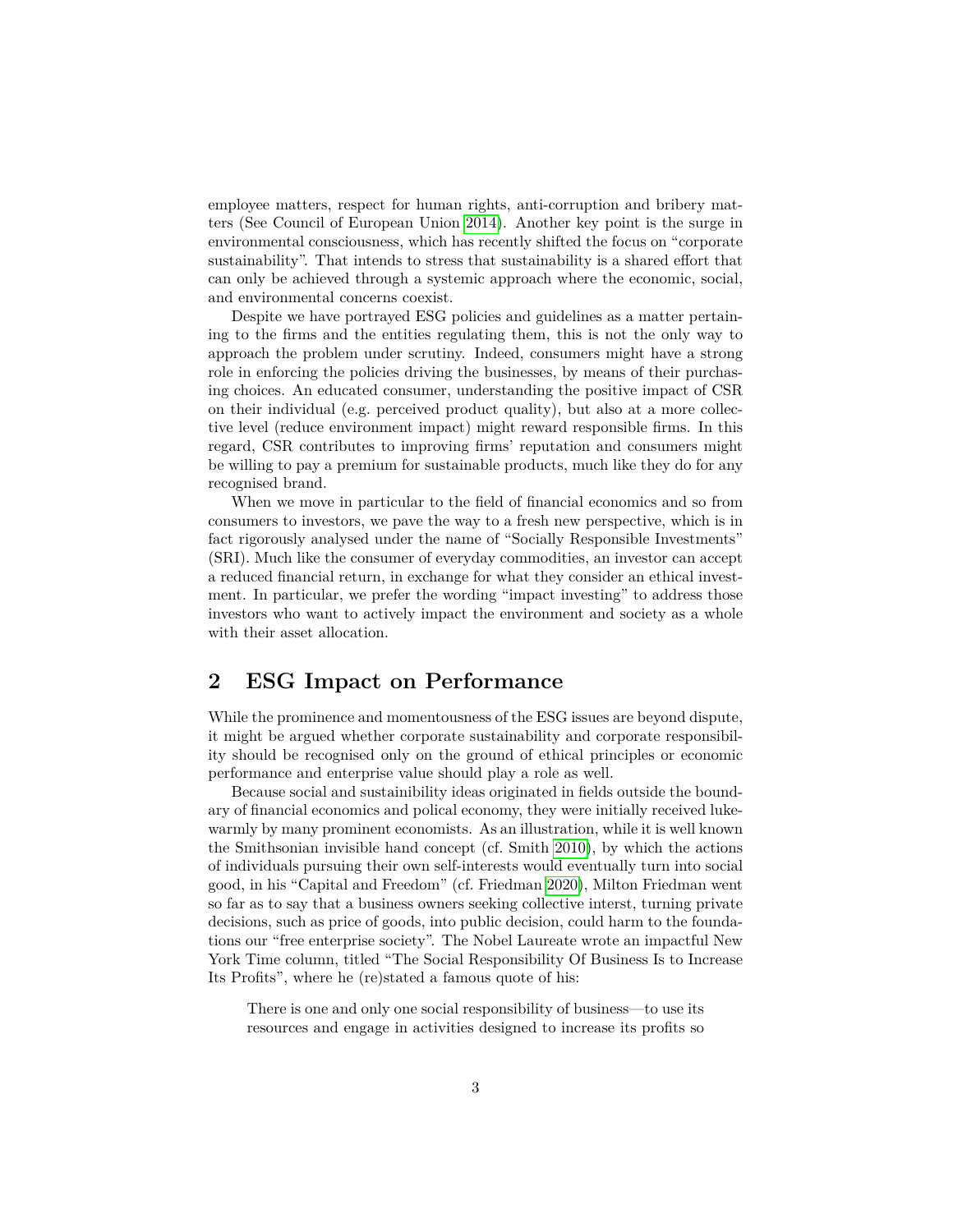employee matters, respect for human rights, anti-corruption and bribery matters (See Council of European Union 2014). Another key point is the surge in environmental consciousness, which has recently shifted the focus on "corporate sustainability". That intends to stress that sustainability is a shared effort that can only be achieved through a systemic approach where the economic, social, and environmental concerns coexist.

Despite we have portrayed ESG policies and guidelines as a matter pertaining to the firms and the entities regulating them, this is not the only way to approach the problem under scrutiny. Indeed, consumers might have a strong role in enforcing the policies driving the businesses, by means of their purchasing choices. An educated consumer, understanding the positive impact of CSR on their individual (e.g. perceived product quality), but also at a more collective level (reduce environment impact) might reward responsible firms. In this regard, CSR contributes to improving firms' reputation and consumers might be willing to pay a premium for sustainable products, much like they do for any recognised brand.

When we move in particular to the field of financial economics and so from consumers to investors, we pave the way to a fresh new perspective, which is in fact rigorously analysed under the name of "Socially Responsible Investments" (SRI). Much like the consumer of everyday commodities, an investor can accept a reduced financial return, in exchange for what they consider an ethical investment. In particular, we prefer the wording "impact investing" to address those investors who want to actively impact the environment and society as a whole with their asset allocation.

## 2 ESG Impact on Performance

While the prominence and momentousness of the ESG issues are beyond dispute, it might be argued whether corporate sustainability and corporate responsibility should be recognised only on the ground of ethical principles or economic performance and enterprise value should play a role as well.

Because social and sustainibility ideas originated in fields outside the boundary of financial economics and polical economy, they were initially received lukewarmly by many prominent economists. As an illustration, while it is well known the Smithsonian invisible hand concept (cf. Smith 2010), by which the actions of individuals pursuing their own self-interests would eventually turn into social good, in his "Capital and Freedom" (cf. Friedman 2020), Milton Friedman went so far as to say that a business owners seeking collective interst, turning private decisions, such as price of goods, into public decision, could harm to the foundations our "free enterprise society". The Nobel Laureate wrote an impactful New York Time column, titled "The Social Responsibility Of Business Is to Increase Its Profits", where he (re)stated a famous quote of his:

> There is one and only one social responsibility of business—to use its resources and engage in activities designed to increase its profits so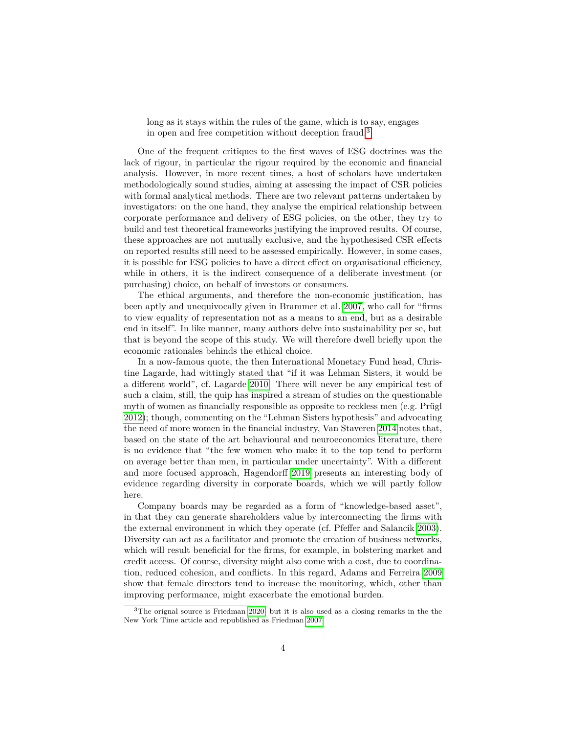> long as it stays within the rules of the game, which is to say, engages in open and free competition without deception fraud.[3]

One of the frequent critiques to the first waves of ESG doctrines was the lack of rigour, in particular the rigour required by the economic and financial analysis. However, in more recent times, a host of scholars have undertaken methodologically sound studies, aiming at assessing the impact of CSR policies with formal analytical methods. There are two relevant patterns undertaken by investigators: on the one hand, they analyse the empirical relationship between corporate performance and delivery of ESG policies, on the other, they try to build and test theoretical frameworks justifying the improved results. Of course, these approaches are not mutually exclusive, and the hypothesised CSR effects on reported results still need to be assessed empirically. However, in some cases, it is possible for ESG policies to have a direct effect on organisational efficiency, while in others, it is the indirect consequence of a deliberate investment (or purchasing) choice, on behalf of investors or consumers.

The ethical arguments, and therefore the non-economic justification, has been aptly and unequivocally given in Brammer et al. 2007, who call for "firms to view equality of representation not as a means to an end, but as a desirable end in itself". In like manner, many authors delve into sustainability per se, but that is beyond the scope of this study. We will therefore dwell briefly upon the economic rationales behinds the ethical choice.

In a now-famous quote, the then International Monetary Fund head, Christine Lagarde, had wittingly stated that "if it was Lehman Sisters, it would be a different world", cf. Lagarde 2010. There will never be any empirical test of such a claim, still, the quip has inspired a stream of studies on the questionable myth of women as financially responsible as opposite to reckless men (e.g. Prügl 2012); though, commenting on the "Lehman Sisters hypothesis" and advocating the need of more women in the financial industry, Van Staveren 2014 notes that, based on the state of the art behavioural and neuroeconomics literature, there is no evidence that "the few women who make it to the top tend to perform on average better than men, in particular under uncertainty". With a different and more focused approach, Hagendorff 2019 presents an interesting body of evidence regarding diversity in corporate boards, which we will partly follow here.

Company boards may be regarded as a form of "knowledge-based asset", in that they can generate shareholders value by interconnecting the firms with the external environment in which they operate (cf. Pfeffer and Salancik 2003). Diversity can act as a facilitator and promote the creation of business networks, which will result beneficial for the firms, for example, in bolstering market and credit access. Of course, diversity might also come with a cost, due to coordination, reduced cohesion, and conflicts. In this regard, Adams and Ferreira 2009 show that female directors tend to increase the monitoring, which, other than improving performance, might exacerbate the emotional burden.

[3] The orignal source is Friedman 2020, but it is also used as a closing remarks in the the New York Time article and republished as Friedman 2007.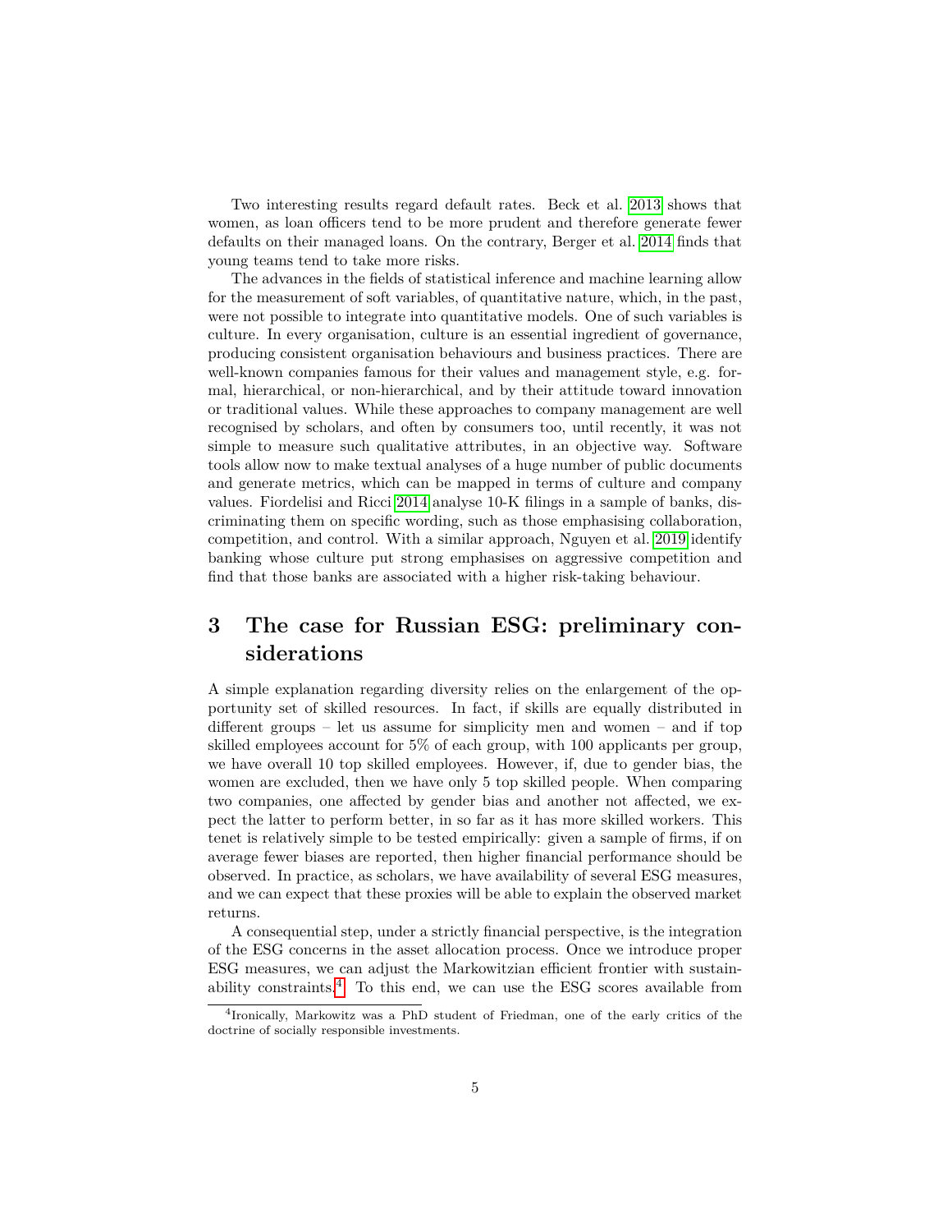Two interesting results regard default rates. Beck et al. 2013 shows that women, as loan officers tend to be more prudent and therefore generate fewer defaults on their managed loans. On the contrary, Berger et al. 2014 finds that young teams tend to take more risks.

The advances in the fields of statistical inference and machine learning allow for the measurement of soft variables, of quantitative nature, which, in the past, were not possible to integrate into quantitative models. One of such variables is culture. In every organisation, culture is an essential ingredient of governance, producing consistent organisation behaviours and business practices. There are well-known companies famous for their values and management style, e.g. formal, hierarchical, or non-hierarchical, and by their attitude toward innovation or traditional values. While these approaches to company management are well recognised by scholars, and often by consumers too, until recently, it was not simple to measure such qualitative attributes, in an objective way. Software tools allow now to make textual analyses of a huge number of public documents and generate metrics, which can be mapped in terms of culture and company values. Fiordelisi and Ricci 2014 analyse 10-K filings in a sample of banks, discriminating them on specific wording, such as those emphasising collaboration, competition, and control. With a similar approach, Nguyen et al. 2019 identify banking whose culture put strong emphasises on aggressive competition and find that those banks are associated with a higher risk-taking behaviour.

# 3 The case for Russian ESG: preliminary considerations

A simple explanation regarding diversity relies on the enlargement of the opportunity set of skilled resources. In fact, if skills are equally distributed in different groups – let us assume for simplicity men and women – and if top skilled employees account for 5% of each group, with 100 applicants per group, we have overall 10 top skilled employees. However, if, due to gender bias, the women are excluded, then we have only 5 top skilled people. When comparing two companies, one affected by gender bias and another not affected, we expect the latter to perform better, in so far as it has more skilled workers. This tenet is relatively simple to be tested empirically: given a sample of firms, if on average fewer biases are reported, then higher financial performance should be observed. In practice, as scholars, we have availability of several ESG measures, and we can expect that these proxies will be able to explain the observed market returns.

A consequential step, under a strictly financial perspective, is the integration of the ESG concerns in the asset allocation process. Once we introduce proper ESG measures, we can adjust the Markowitzian efficient frontier with sustainability constraints.[4] To this end, we can use the ESG scores available from

[4] Ironically, Markowitz was a PhD student of Friedman, one of the early critics of the doctrine of socially responsible investments.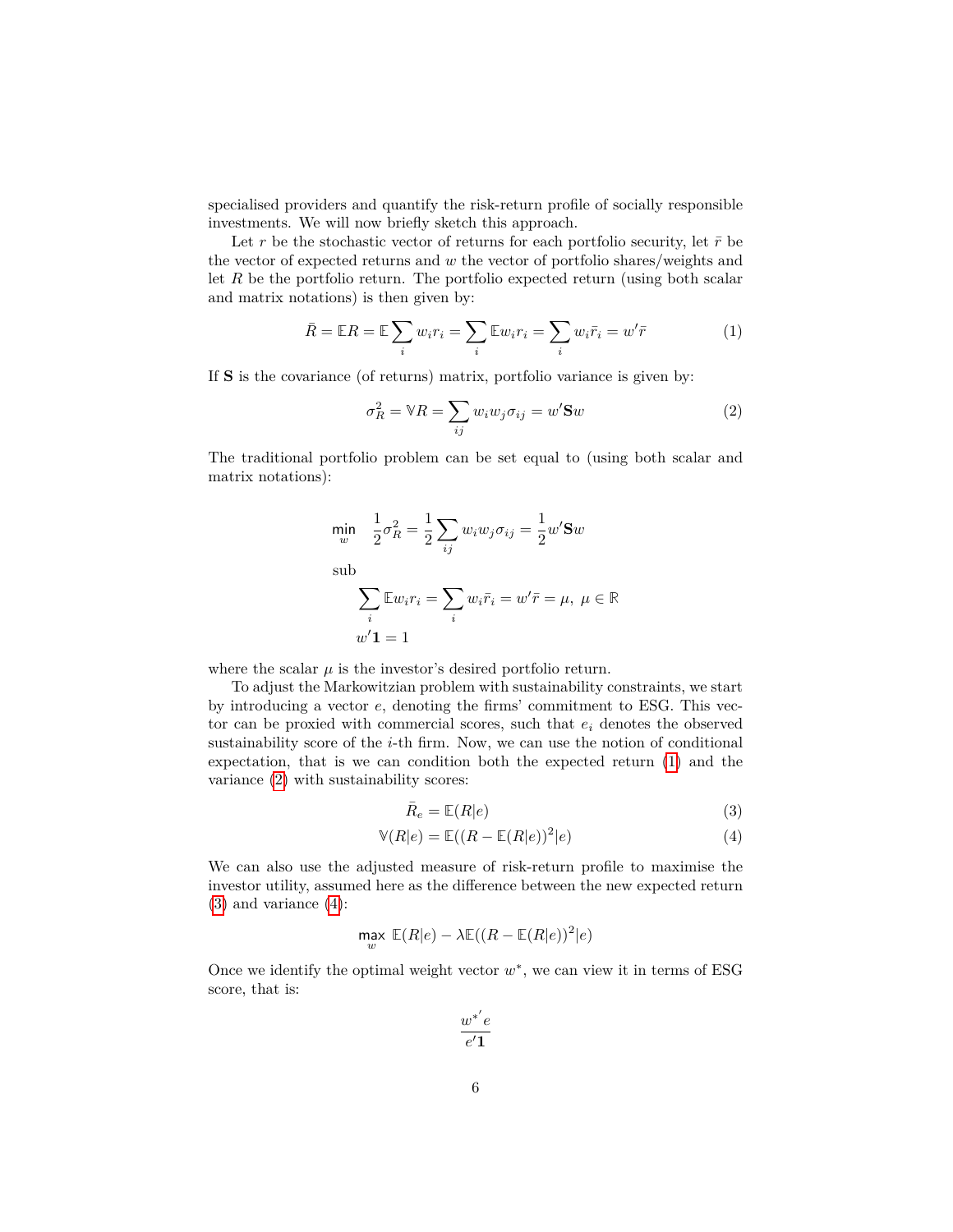specialised providers and quantify the risk-return profile of socially responsible investments. We will now briefly sketch this approach.

Let $r$ be the stochastic vector of returns for each portfolio security, let $\bar{r}$ be the vector of expected returns and $w$ the vector of portfolio shares/weights and let $R$ be the portfolio return. The portfolio expected return (using both scalar and matrix notations) is then given by:

$$\bar{R} = \mathbb{E}R = \mathbb{E}\sum_i w_i r_i = \sum_i \mathbb{E}w_i r_i = \sum_i w_i \bar{r}_i = w'\bar{r} \tag{1}$$

If $\mathbf{S}$ is the covariance (of returns) matrix, portfolio variance is given by:

$$\sigma_R^2 = \mathbb{V}R = \sum_{ij} w_i w_j \sigma_{ij} = w'\mathbf{S}w \tag{2}$$

The traditional portfolio problem can be set equal to (using both scalar and matrix notations):

$$\min_w \quad \frac{1}{2}\sigma_R^2 = \frac{1}{2}\sum_{ij} w_i w_j \sigma_{ij} = \frac{1}{2}w'\mathbf{S}w$$

sub

$$\sum_i \mathbb{E}w_i r_i = \sum_i w_i \bar{r}_i = w'\bar{r} = \mu, \; \mu \in \mathbb{R}$$

$$w'\mathbf{1} = 1$$

where the scalar $\mu$ is the investor's desired portfolio return.

To adjust the Markowitzian problem with sustainability constraints, we start by introducing a vector $e$, denoting the firms' commitment to ESG. This vector can be proxied with commercial scores, such that $e_i$ denotes the observed sustainability score of the $i$-th firm. Now, we can use the notion of conditional expectation, that is we can condition both the expected return (1) and the variance (2) with sustainability scores:

$$\bar{R}_e = \mathbb{E}(R|e) \tag{3}$$

$$\mathbb{V}(R|e) = \mathbb{E}((R - \mathbb{E}(R|e))^2|e) \tag{4}$$

We can also use the adjusted measure of risk-return profile to maximise the investor utility, assumed here as the difference between the new expected return (3) and variance (4):

$$\max_w \; \mathbb{E}(R|e) - \lambda \mathbb{E}((R - \mathbb{E}(R|e))^2|e)$$

Once we identify the optimal weight vector $w^*$, we can view it in terms of ESG score, that is:

$$\frac{w^{*'}e}{e'\mathbf{1}}$$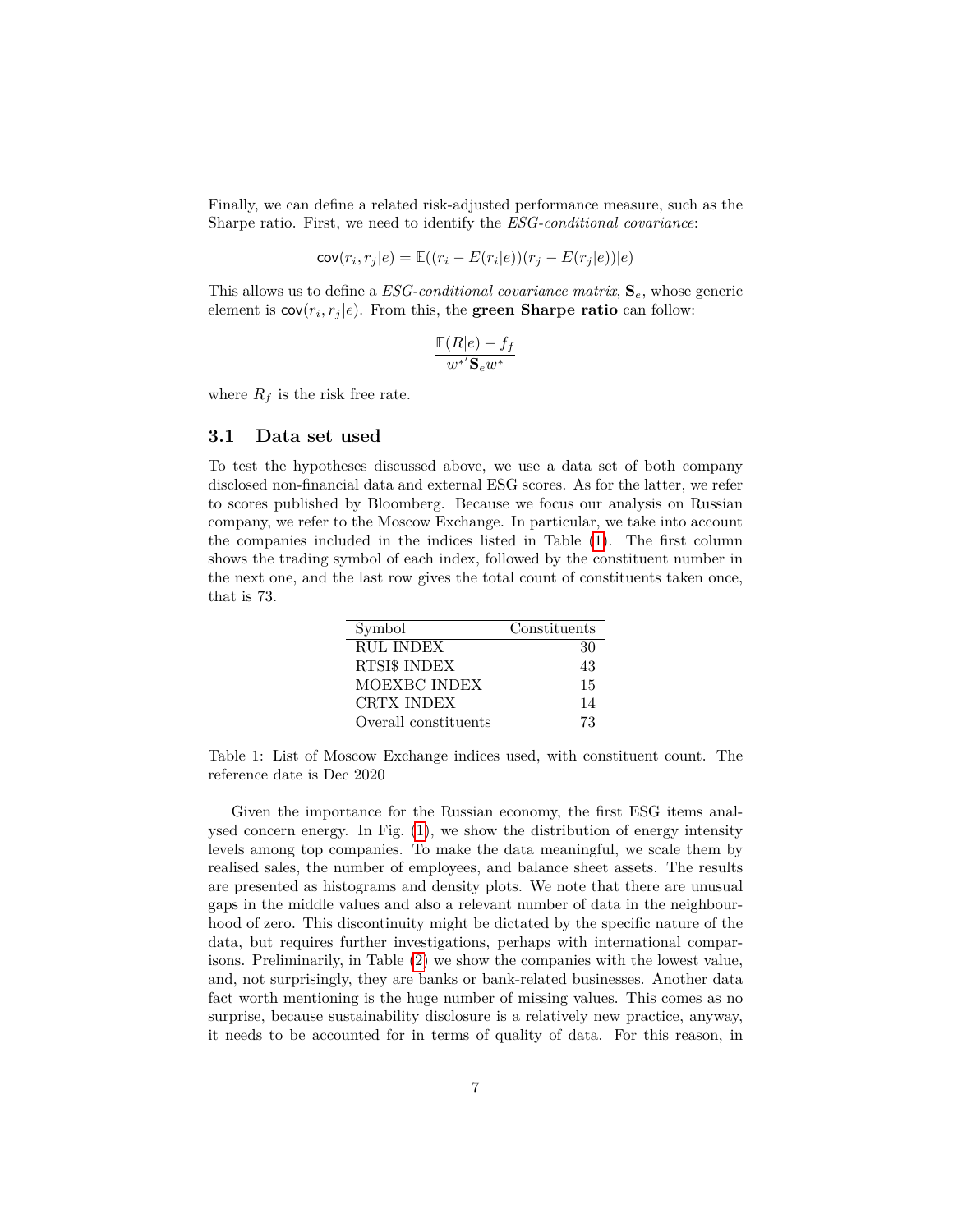Finally, we can define a related risk-adjusted performance measure, such as the Sharpe ratio. First, we need to identify the *ESG-conditional covariance*:

$$\mathsf{cov}(r_i, r_j|e) = \mathbb{E}((r_i - E(r_i|e))(r_j - E(r_j|e))|e)$$

This allows us to define a *ESG-conditional covariance matrix*, $\mathbf{S}_e$, whose generic element is $\mathsf{cov}(r_i, r_j|e)$. From this, the **green Sharpe ratio** can follow:

$$\frac{\mathbb{E}(R|e) - f_f}{w^{*\prime}\mathbf{S}_e w^*}$$

where $R_f$ is the risk free rate.

## 3.1 Data set used

To test the hypotheses discussed above, we use a data set of both company disclosed non-financial data and external ESG scores. As for the latter, we refer to scores published by Bloomberg. Because we focus our analysis on Russian company, we refer to the Moscow Exchange. In particular, we take into account the companies included in the indices listed in Table (1). The first column shows the trading symbol of each index, followed by the constituent number in the next one, and the last row gives the total count of constituents taken once, that is 73.

| Symbol | Constituents |
|---|---|
| RUL INDEX | 30 |
| RTSI$ INDEX | 43 |
| MOEXBC INDEX | 15 |
| CRTX INDEX | 14 |
| Overall constituents | 73 |

Table 1: List of Moscow Exchange indices used, with constituent count. The reference date is Dec 2020

Given the importance for the Russian economy, the first ESG items analysed concern energy. In Fig. (1), we show the distribution of energy intensity levels among top companies. To make the data meaningful, we scale them by realised sales, the number of employees, and balance sheet assets. The results are presented as histograms and density plots. We note that there are unusual gaps in the middle values and also a relevant number of data in the neighbourhood of zero. This discontinuity might be dictated by the specific nature of the data, but requires further investigations, perhaps with international comparisons. Preliminarily, in Table (2) we show the companies with the lowest value, and, not surprisingly, they are banks or bank-related businesses. Another data fact worth mentioning is the huge number of missing values. This comes as no surprise, because sustainability disclosure is a relatively new practice, anyway, it needs to be accounted for in terms of quality of data. For this reason, in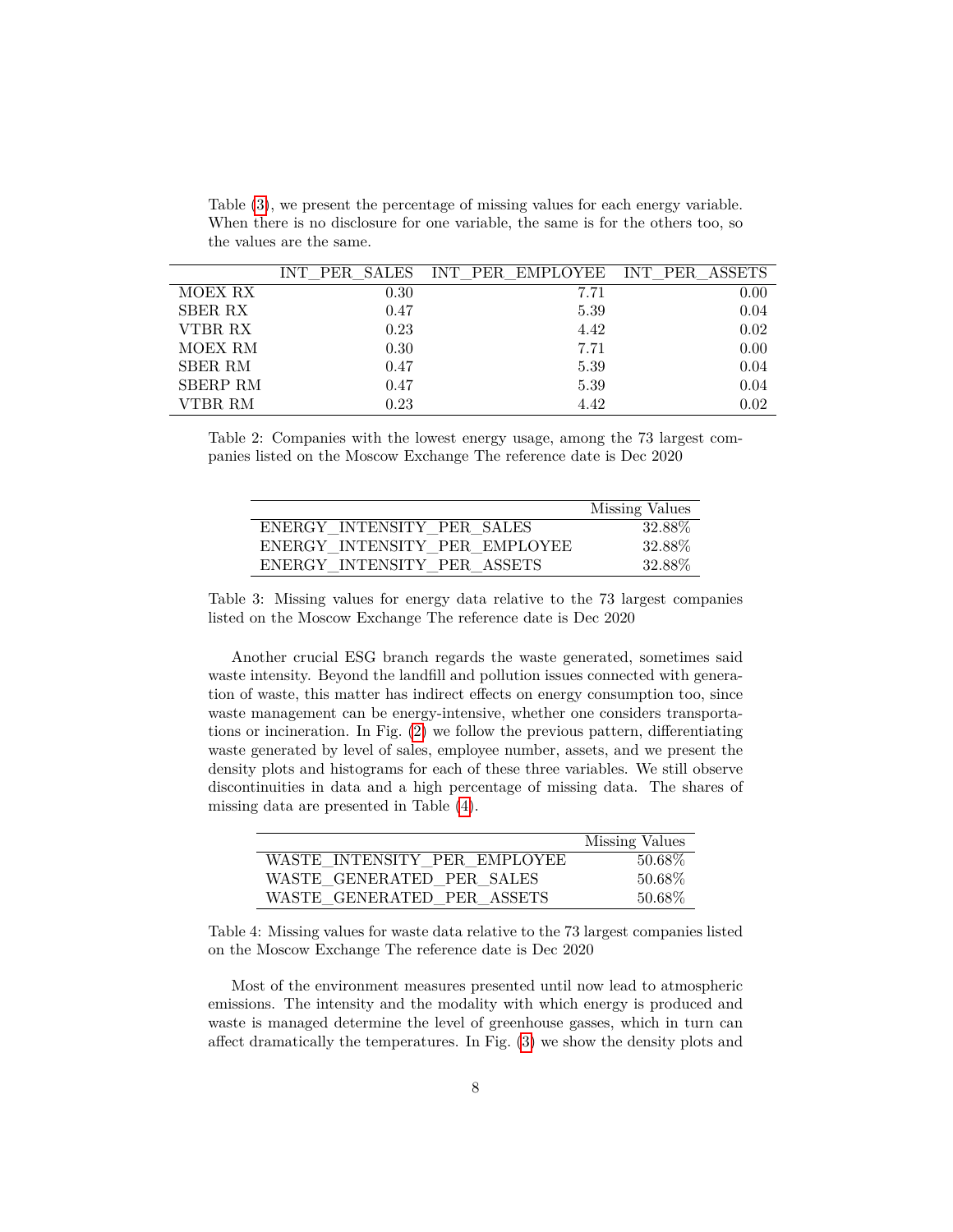Table (3), we present the percentage of missing values for each energy variable. When there is no disclosure for one variable, the same is for the others too, so the values are the same.

| | INT_PER_SALES | INT_PER_EMPLOYEE | INT_PER_ASSETS |
|---|---|---|---|
| MOEX RX | 0.30 | 7.71 | 0.00 |
| SBER RX | 0.47 | 5.39 | 0.04 |
| VTBR RX | 0.23 | 4.42 | 0.02 |
| MOEX RM | 0.30 | 7.71 | 0.00 |
| SBER RM | 0.47 | 5.39 | 0.04 |
| SBERP RM | 0.47 | 5.39 | 0.04 |
| VTBR RM | 0.23 | 4.42 | 0.02 |

Table 2: Companies with the lowest energy usage, among the 73 largest companies listed on the Moscow Exchange The reference date is Dec 2020

| | Missing Values |
|---|---|
| ENERGY_INTENSITY_PER_SALES | 32.88% |
| ENERGY_INTENSITY_PER_EMPLOYEE | 32.88% |
| ENERGY_INTENSITY_PER_ASSETS | 32.88% |

Table 3: Missing values for energy data relative to the 73 largest companies listed on the Moscow Exchange The reference date is Dec 2020

Another crucial ESG branch regards the waste generated, sometimes said waste intensity. Beyond the landfill and pollution issues connected with generation of waste, this matter has indirect effects on energy consumption too, since waste management can be energy-intensive, whether one considers transportations or incineration. In Fig. (2) we follow the previous pattern, differentiating waste generated by level of sales, employee number, assets, and we present the density plots and histograms for each of these three variables. We still observe discontinuities in data and a high percentage of missing data. The shares of missing data are presented in Table (4).

| | Missing Values |
|---|---|
| WASTE_INTENSITY_PER_EMPLOYEE | 50.68% |
| WASTE_GENERATED_PER_SALES | 50.68% |
| WASTE_GENERATED_PER_ASSETS | 50.68% |

Table 4: Missing values for waste data relative to the 73 largest companies listed on the Moscow Exchange The reference date is Dec 2020

Most of the environment measures presented until now lead to atmospheric emissions. The intensity and the modality with which energy is produced and waste is managed determine the level of greenhouse gasses, which in turn can affect dramatically the temperatures. In Fig. (3) we show the density plots and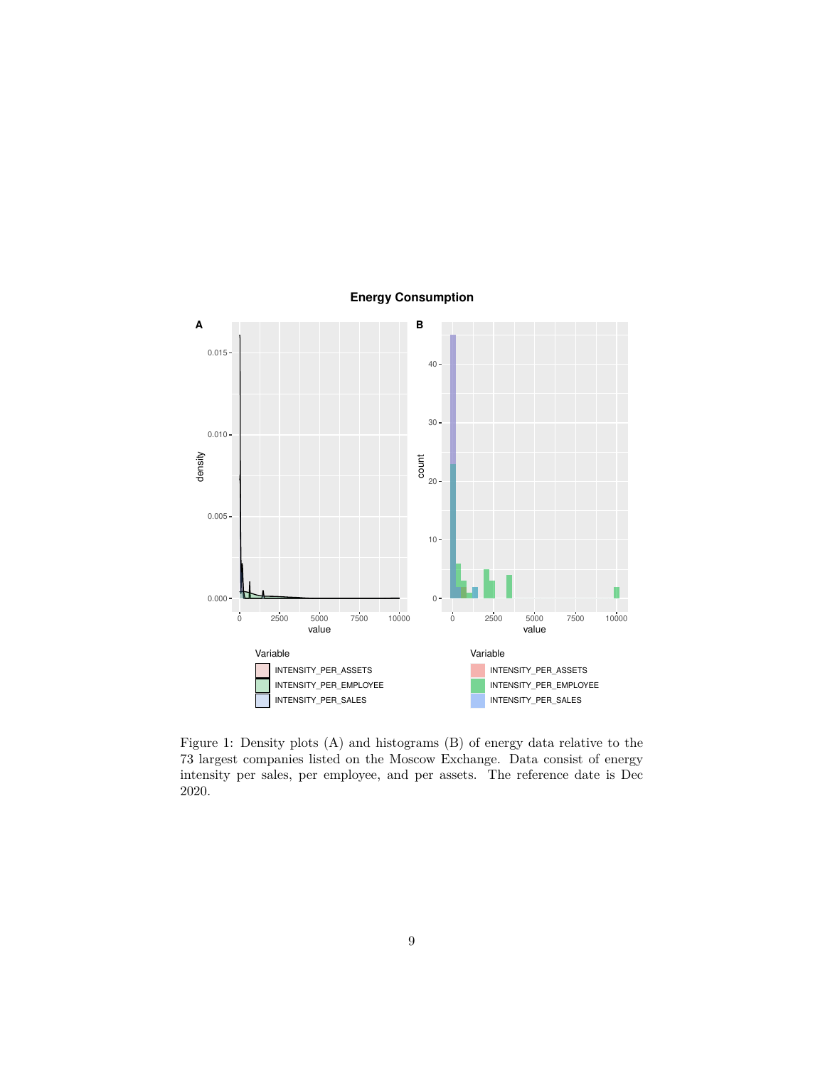Figure 1: Density plots (A) and histograms (B) of energy data relative to the 73 largest companies listed on the Moscow Exchange. Data consist of energy intensity per sales, per employee, and per assets. The reference date is Dec 2020.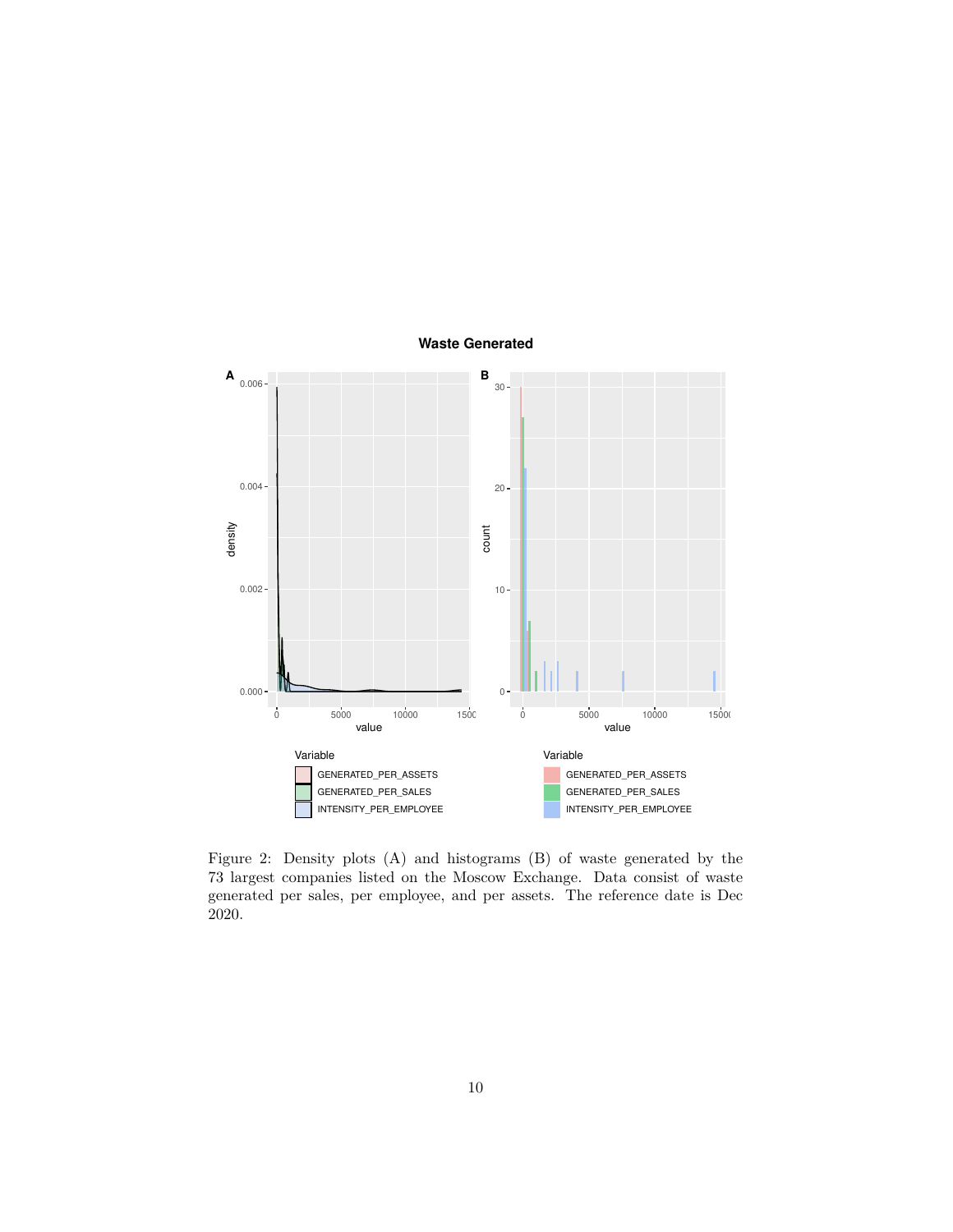Figure 2: Density plots (A) and histograms (B) of waste generated by the 73 largest companies listed on the Moscow Exchange. Data consist of waste generated per sales, per employee, and per assets. The reference date is Dec 2020.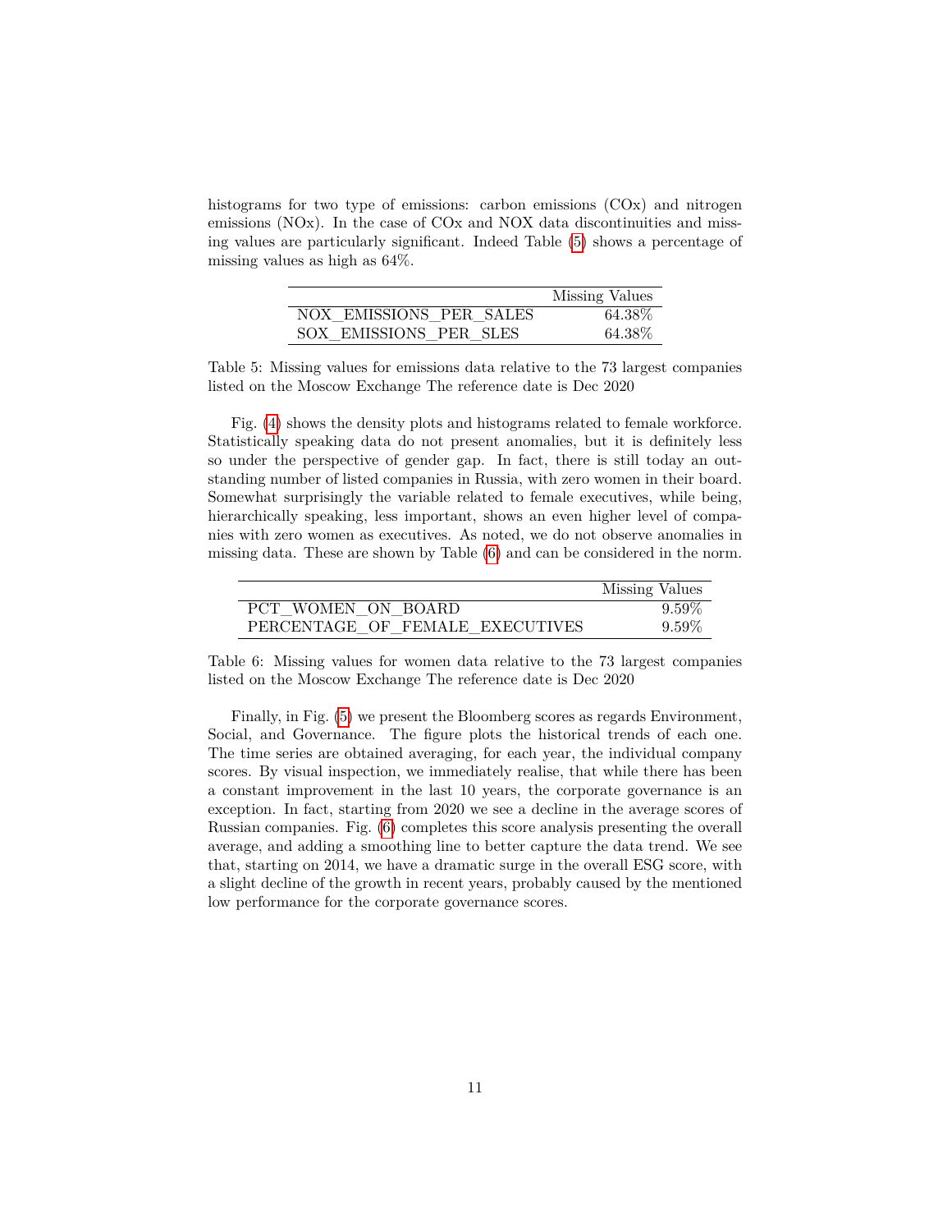histograms for two type of emissions: carbon emissions (COx) and nitrogen emissions (NOx). In the case of COx and NOX data discontinuities and missing values are particularly significant. Indeed Table (5) shows a percentage of missing values as high as 64%.

| | Missing Values |
|---|---|
| NOX_EMISSIONS_PER_SALES | 64.38% |
| SOX_EMISSIONS_PER_SLES | 64.38% |

Table 5: Missing values for emissions data relative to the 73 largest companies listed on the Moscow Exchange The reference date is Dec 2020

Fig. (4) shows the density plots and histograms related to female workforce. Statistically speaking data do not present anomalies, but it is definitely less so under the perspective of gender gap. In fact, there is still today an outstanding number of listed companies in Russia, with zero women in their board. Somewhat surprisingly the variable related to female executives, while being, hierarchically speaking, less important, shows an even higher level of companies with zero women as executives. As noted, we do not observe anomalies in missing data. These are shown by Table (6) and can be considered in the norm.

| | Missing Values |
|---|---|
| PCT_WOMEN_ON_BOARD | 9.59% |
| PERCENTAGE_OF_FEMALE_EXECUTIVES | 9.59% |

Table 6: Missing values for women data relative to the 73 largest companies listed on the Moscow Exchange The reference date is Dec 2020

Finally, in Fig. (5) we present the Bloomberg scores as regards Environment, Social, and Governance. The figure plots the historical trends of each one. The time series are obtained averaging, for each year, the individual company scores. By visual inspection, we immediately realise, that while there has been a constant improvement in the last 10 years, the corporate governance is an exception. In fact, starting from 2020 we see a decline in the average scores of Russian companies. Fig. (6) completes this score analysis presenting the overall average, and adding a smoothing line to better capture the data trend. We see that, starting on 2014, we have a dramatic surge in the overall ESG score, with a slight decline of the growth in recent years, probably caused by the mentioned low performance for the corporate governance scores.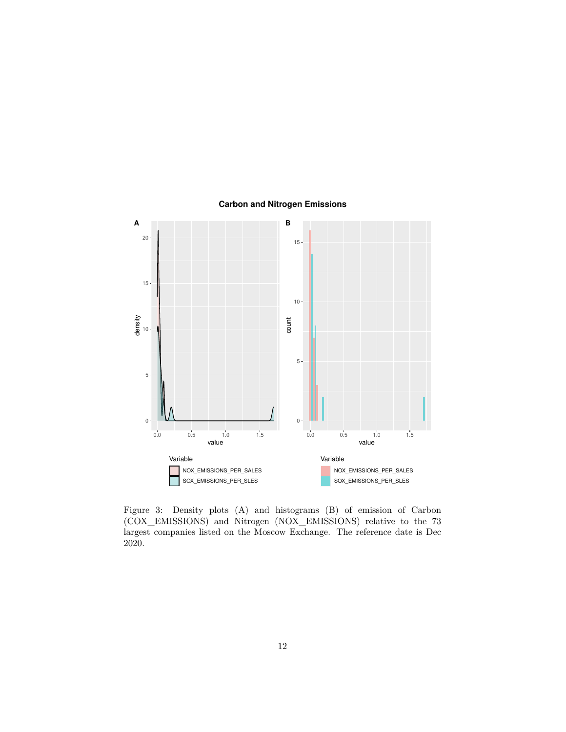Figure 3: Density plots (A) and histograms (B) of emission of Carbon (COX_EMISSIONS) and Nitrogen (NOX_EMISSIONS) relative to the 73 largest companies listed on the Moscow Exchange. The reference date is Dec 2020.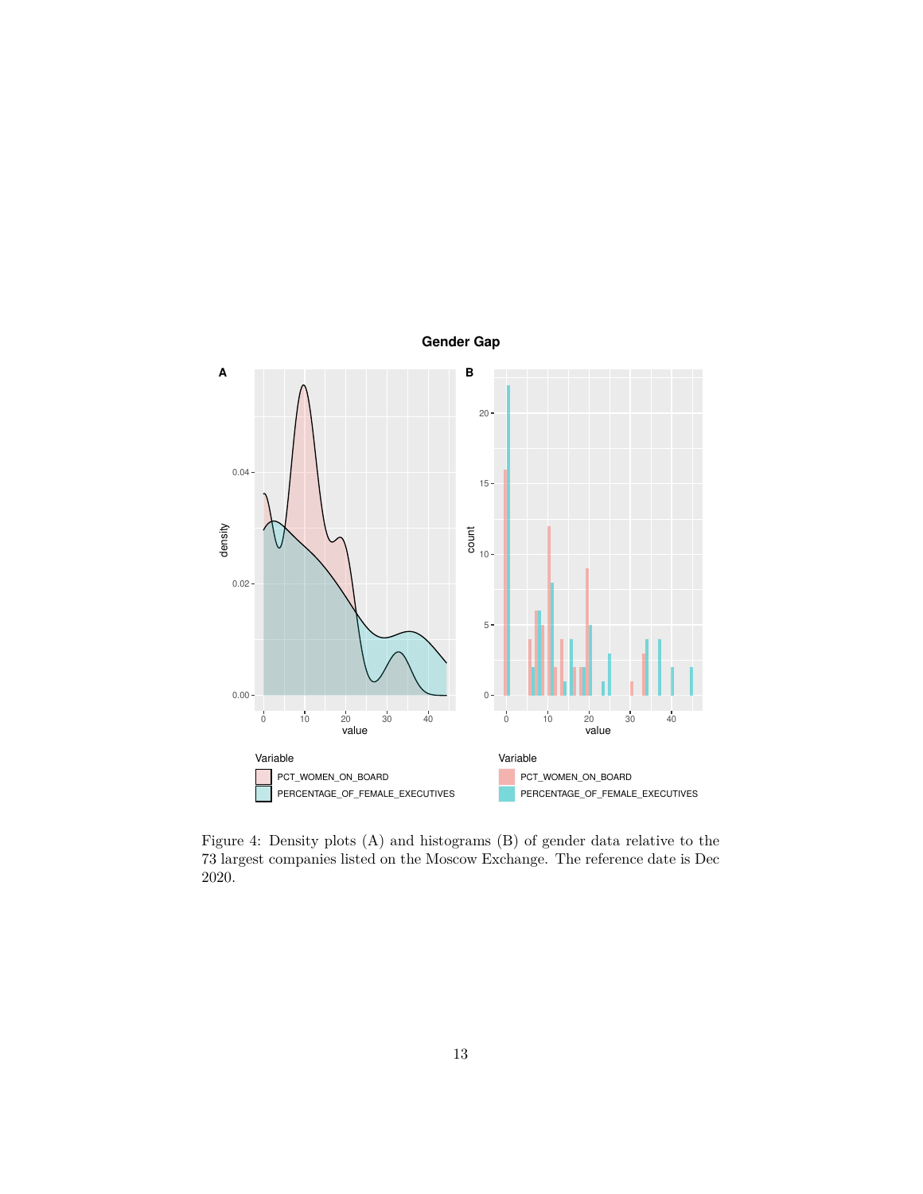Figure 4: Density plots (A) and histograms (B) of gender data relative to the 73 largest companies listed on the Moscow Exchange. The reference date is Dec 2020.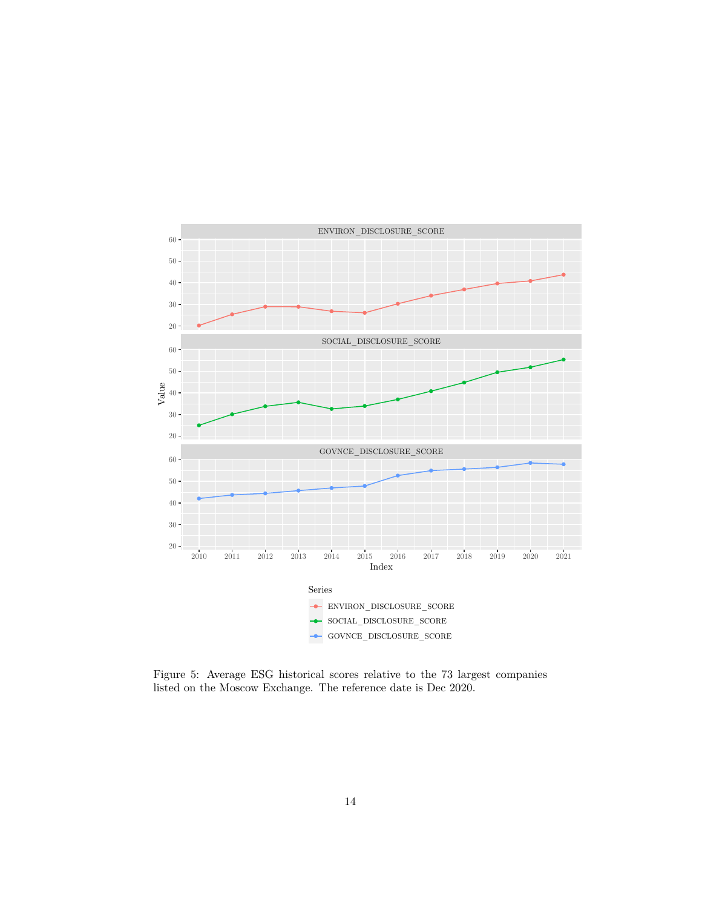Figure 5: Average ESG historical scores relative to the 73 largest companies listed on the Moscow Exchange. The reference date is Dec 2020.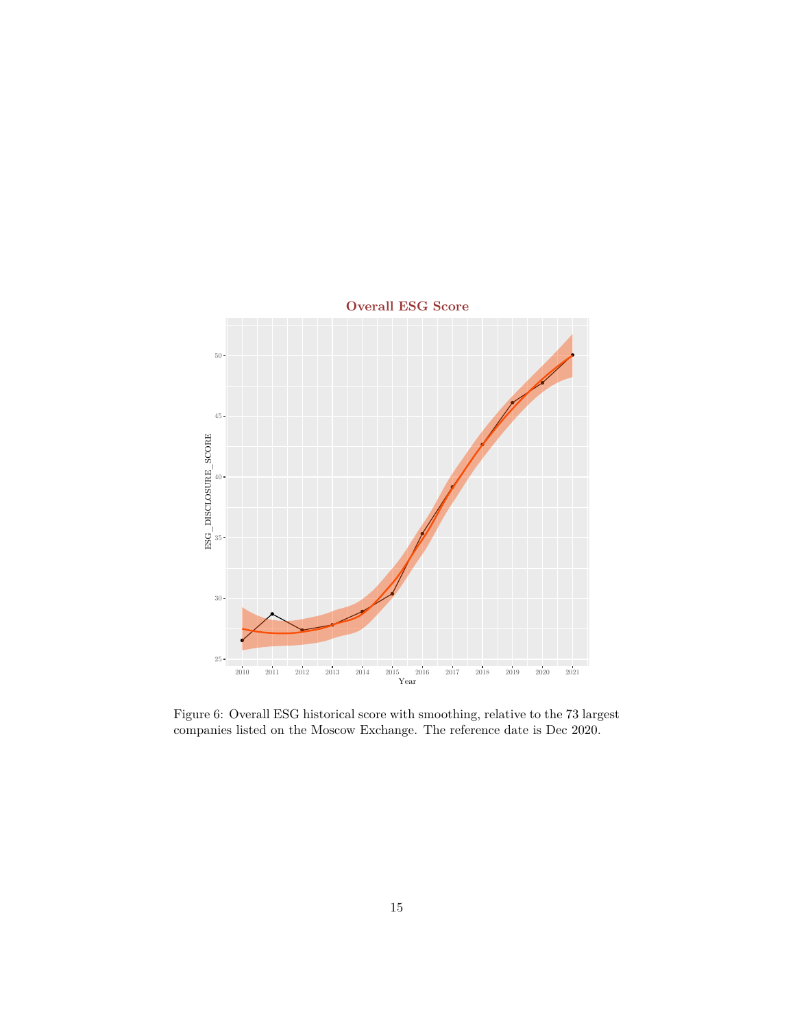Figure 6: Overall ESG historical score with smoothing, relative to the 73 largest companies listed on the Moscow Exchange. The reference date is Dec 2020.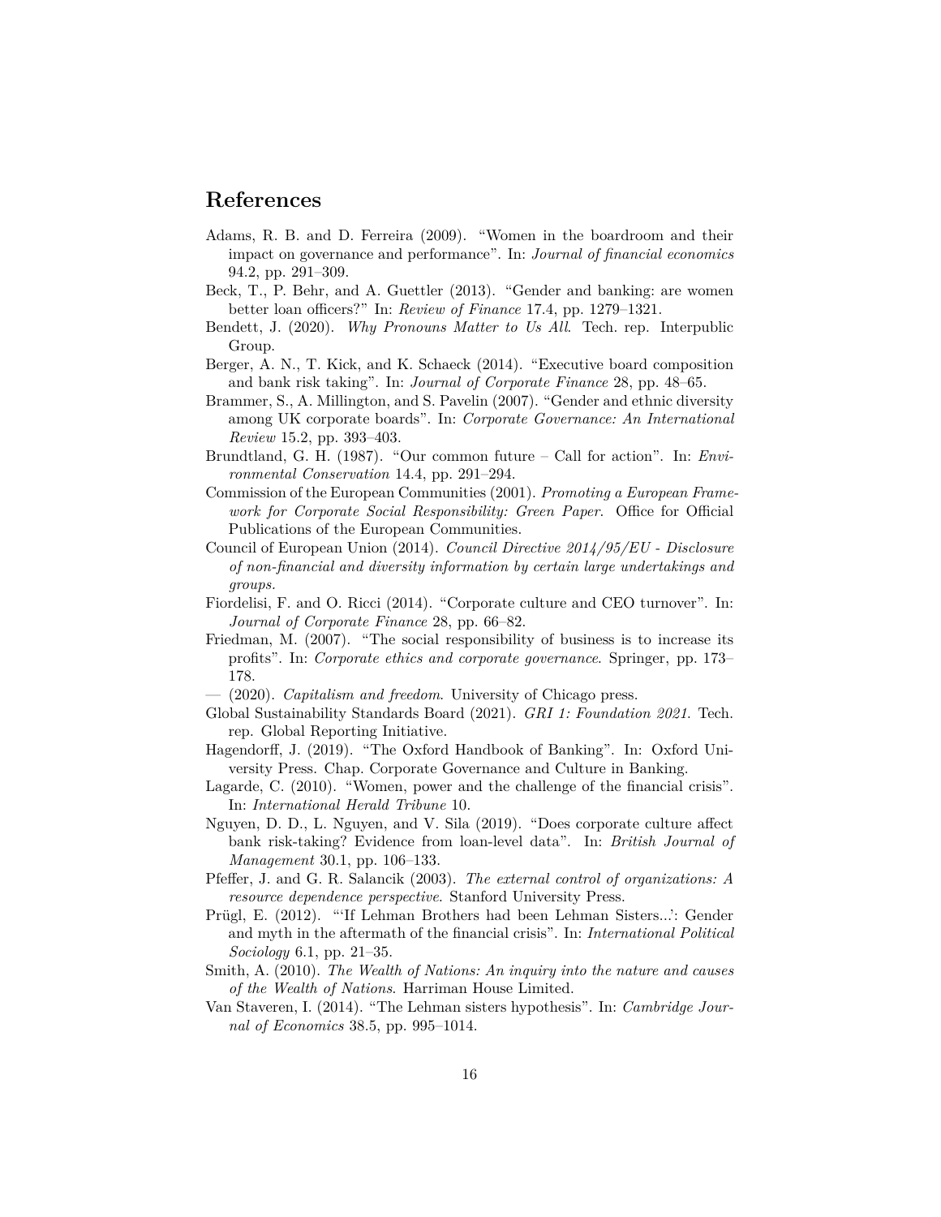## References

Adams, R. B. and D. Ferreira (2009). "Women in the boardroom and their impact on governance and performance". In: *Journal of financial economics* 94.2, pp. 291–309.

Beck, T., P. Behr, and A. Guettler (2013). "Gender and banking: are women better loan officers?" In: *Review of Finance* 17.4, pp. 1279–1321.

Bendett, J. (2020). *Why Pronouns Matter to Us All*. Tech. rep. Interpublic Group.

Berger, A. N., T. Kick, and K. Schaeck (2014). "Executive board composition and bank risk taking". In: *Journal of Corporate Finance* 28, pp. 48–65.

Brammer, S., A. Millington, and S. Pavelin (2007). "Gender and ethnic diversity among UK corporate boards". In: *Corporate Governance: An International Review* 15.2, pp. 393–403.

Brundtland, G. H. (1987). "Our common future – Call for action". In: *Environmental Conservation* 14.4, pp. 291–294.

Commission of the European Communities (2001). *Promoting a European Framework for Corporate Social Responsibility: Green Paper*. Office for Official Publications of the European Communities.

Council of European Union (2014). *Council Directive 2014/95/EU - Disclosure of non-financial and diversity information by certain large undertakings and groups*.

Fiordelisi, F. and O. Ricci (2014). "Corporate culture and CEO turnover". In: *Journal of Corporate Finance* 28, pp. 66–82.

Friedman, M. (2007). "The social responsibility of business is to increase its profits". In: *Corporate ethics and corporate governance*. Springer, pp. 173–178.

— (2020). *Capitalism and freedom*. University of Chicago press.

Global Sustainability Standards Board (2021). *GRI 1: Foundation 2021*. Tech. rep. Global Reporting Initiative.

Hagendorff, J. (2019). "The Oxford Handbook of Banking". In: Oxford University Press. Chap. Corporate Governance and Culture in Banking.

Lagarde, C. (2010). "Women, power and the challenge of the financial crisis". In: *International Herald Tribune* 10.

Nguyen, D. D., L. Nguyen, and V. Sila (2019). "Does corporate culture affect bank risk-taking? Evidence from loan-level data". In: *British Journal of Management* 30.1, pp. 106–133.

Pfeffer, J. and G. R. Salancik (2003). *The external control of organizations: A resource dependence perspective*. Stanford University Press.

Prügl, E. (2012). "'If Lehman Brothers had been Lehman Sisters...': Gender and myth in the aftermath of the financial crisis". In: *International Political Sociology* 6.1, pp. 21–35.

Smith, A. (2010). *The Wealth of Nations: An inquiry into the nature and causes of the Wealth of Nations*. Harriman House Limited.

Van Staveren, I. (2014). "The Lehman sisters hypothesis". In: *Cambridge Journal of Economics* 38.5, pp. 995–1014.